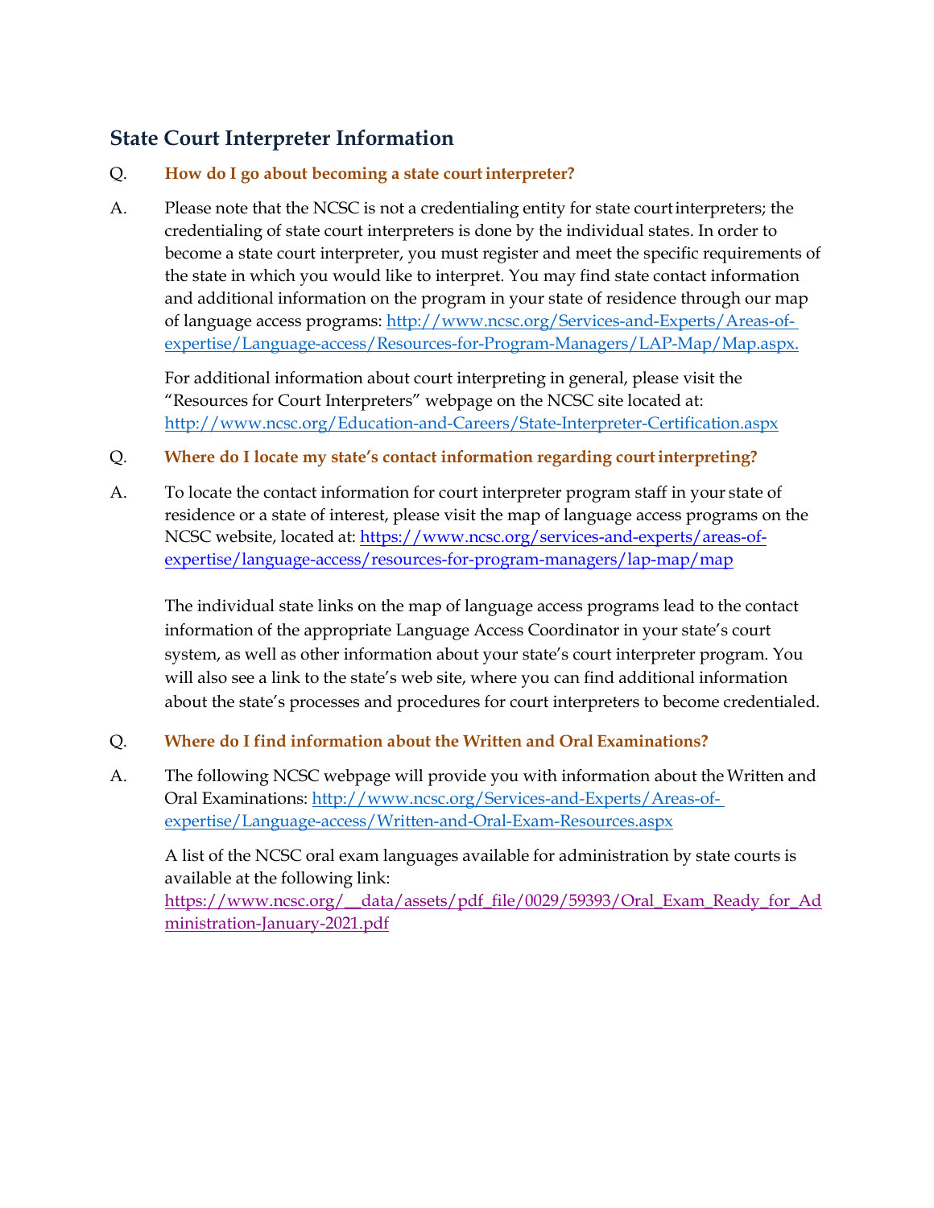## State Court Interpreter Information

Q. **How do I go about becoming a state court interpreter?**

A. Please note that the NCSC is not a credentialing entity for state court interpreters; the credentialing of state court interpreters is done by the individual states. In order to become a state court interpreter, you must register and meet the specific requirements of the state in which you would like to interpret. You may find state contact information and additional information on the program in your state of residence through our map of language access programs: [http://www.ncsc.org/Services-and-Experts/Areas-of-expertise/Language-access/Resources-for-Program-Managers/LAP-Map/Map.aspx.](http://www.ncsc.org/Services-and-Experts/Areas-of-expertise/Language-access/Resources-for-Program-Managers/LAP-Map/Map.aspx)

For additional information about court interpreting in general, please visit the "Resources for Court Interpreters" webpage on the NCSC site located at: [http://www.ncsc.org/Education-and-Careers/State-Interpreter-Certification.aspx](http://www.ncsc.org/Education-and-Careers/State-Interpreter-Certification.aspx)

Q. **Where do I locate my state's contact information regarding court interpreting?**

A. To locate the contact information for court interpreter program staff in your state of residence or a state of interest, please visit the map of language access programs on the NCSC website, located at: [https://www.ncsc.org/services-and-experts/areas-of-expertise/language-access/resources-for-program-managers/lap-map/map](https://www.ncsc.org/services-and-experts/areas-of-expertise/language-access/resources-for-program-managers/lap-map/map)

The individual state links on the map of language access programs lead to the contact information of the appropriate Language Access Coordinator in your state's court system, as well as other information about your state's court interpreter program. You will also see a link to the state's web site, where you can find additional information about the state's processes and procedures for court interpreters to become credentialed.

Q. **Where do I find information about the Written and Oral Examinations?**

A. The following NCSC webpage will provide you with information about the Written and Oral Examinations: [http://www.ncsc.org/Services-and-Experts/Areas-of-expertise/Language-access/Written-and-Oral-Exam-Resources.aspx](http://www.ncsc.org/Services-and-Experts/Areas-of-expertise/Language-access/Written-and-Oral-Exam-Resources.aspx)

A list of the NCSC oral exam languages available for administration by state courts is available at the following link: [https://www.ncsc.org/__data/assets/pdf_file/0029/59393/Oral_Exam_Ready_for_Administration-January-2021.pdf](https://www.ncsc.org/__data/assets/pdf_file/0029/59393/Oral_Exam_Ready_for_Administration-January-2021.pdf)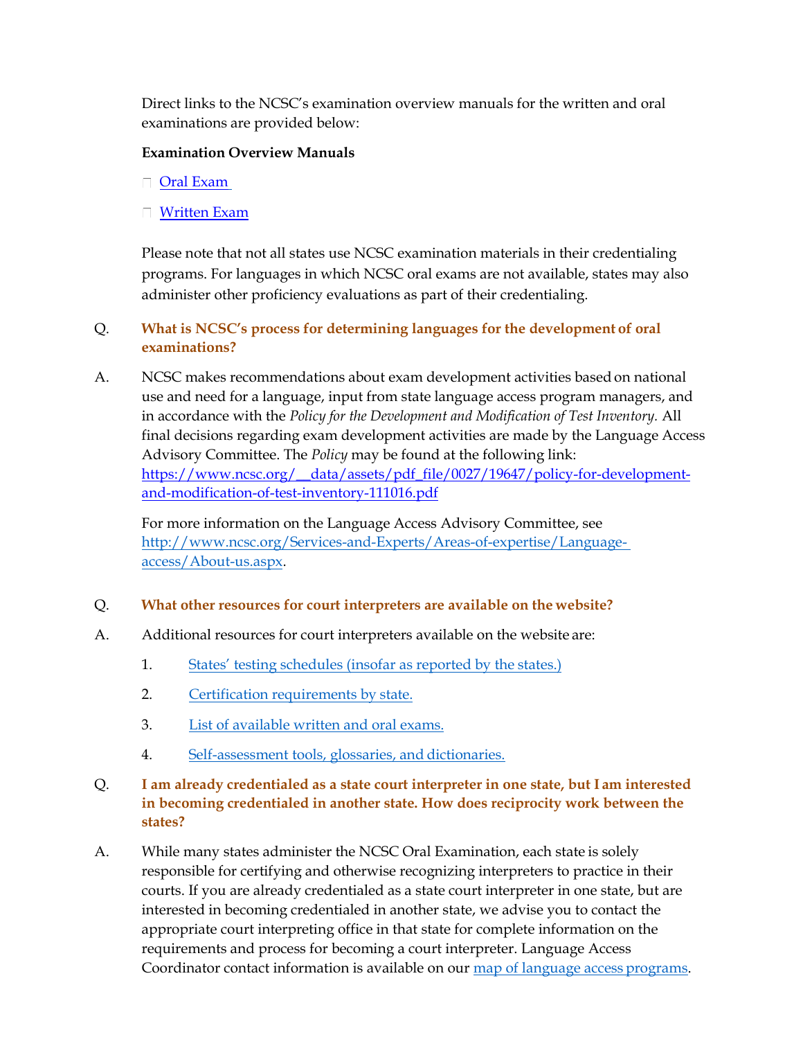Direct links to the NCSC's examination overview manuals for the written and oral examinations are provided below:

**Examination Overview Manuals**

- [Oral Exam]
- [Written Exam]

Please note that not all states use NCSC examination materials in their credentialing programs. For languages in which NCSC oral exams are not available, states may also administer other proficiency evaluations as part of their credentialing.

Q. **What is NCSC's process for determining languages for the development of oral examinations?**

A. NCSC makes recommendations about exam development activities based on national use and need for a language, input from state language access program managers, and in accordance with the *Policy for the Development and Modification of Test Inventory.* All final decisions regarding exam development activities are made by the Language Access Advisory Committee. The *Policy* may be found at the following link: https://www.ncsc.org/__data/assets/pdf_file/0027/19647/policy-for-development-and-modification-of-test-inventory-111016.pdf

For more information on the Language Access Advisory Committee, see http://www.ncsc.org/Services-and-Experts/Areas-of-expertise/Language-access/About-us.aspx.

Q. **What other resources for court interpreters are available on the website?**

A. Additional resources for court interpreters available on the website are:

1. States' testing schedules (insofar as reported by the states.)
2. Certification requirements by state.
3. List of available written and oral exams.
4. Self-assessment tools, glossaries, and dictionaries.

Q. **I am already credentialed as a state court interpreter in one state, but I am interested in becoming credentialed in another state. How does reciprocity work between the states?**

A. While many states administer the NCSC Oral Examination, each state is solely responsible for certifying and otherwise recognizing interpreters to practice in their courts. If you are already credentialed as a state court interpreter in one state, but are interested in becoming credentialed in another state, we advise you to contact the appropriate court interpreting office in that state for complete information on the requirements and process for becoming a court interpreter. Language Access Coordinator contact information is available on our map of language access programs.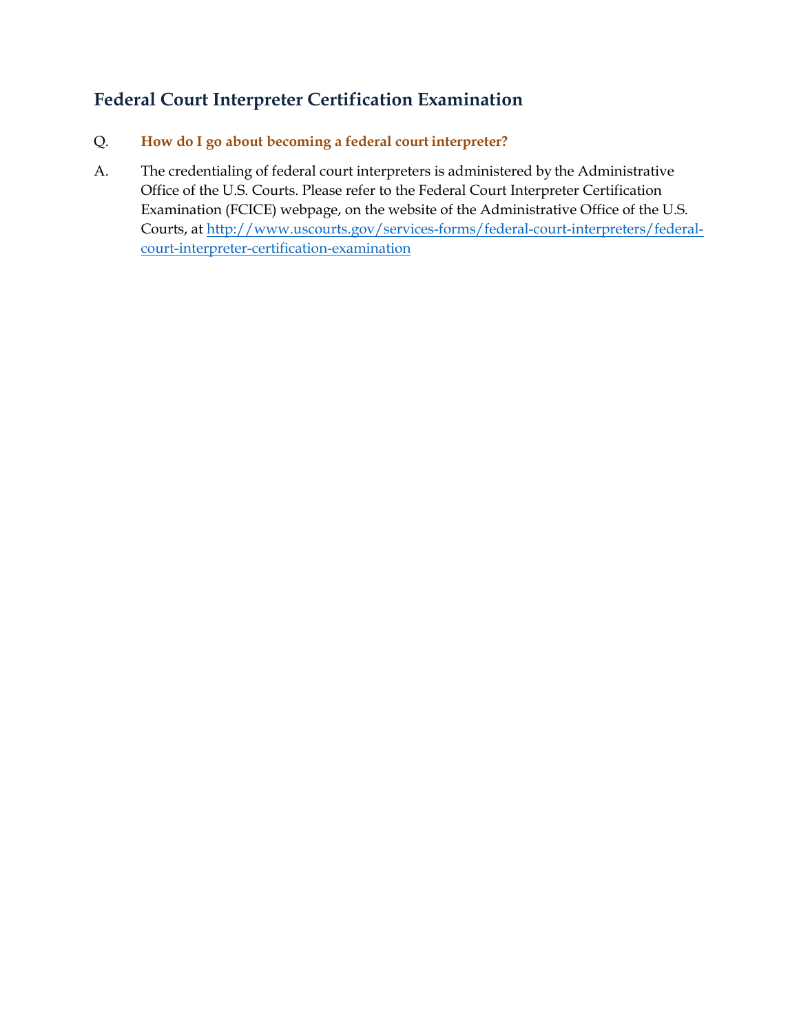## Federal Court Interpreter Certification Examination

Q. **How do I go about becoming a federal court interpreter?**

A. The credentialing of federal court interpreters is administered by the Administrative Office of the U.S. Courts. Please refer to the Federal Court Interpreter Certification Examination (FCICE) webpage, on the website of the Administrative Office of the U.S. Courts, at [http://www.uscourts.gov/services-forms/federal-court-interpreters/federal-court-interpreter-certification-examination](http://www.uscourts.gov/services-forms/federal-court-interpreters/federal-court-interpreter-certification-examination)